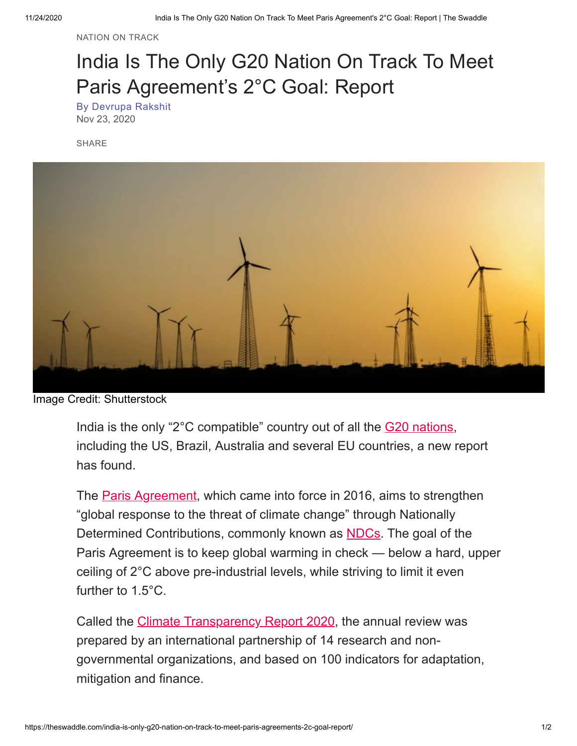NATION ON TRACK

# India Is The Only G20 Nation On Track To Meet Paris Agreement's 2°C Goal: Report

By Devrupa Rakshit
Nov 23, 2020

SHARE

Image Credit: Shutterstock

India is the only "2°C compatible" country out of all the G20 nations, including the US, Brazil, Australia and several EU countries, a new report has found.

The Paris Agreement, which came into force in 2016, aims to strengthen "global response to the threat of climate change" through Nationally Determined Contributions, commonly known as NDCs. The goal of the Paris Agreement is to keep global warming in check — below a hard, upper ceiling of 2°C above pre-industrial levels, while striving to limit it even further to 1.5°C.

Called the Climate Transparency Report 2020, the annual review was prepared by an international partnership of 14 research and non-governmental organizations, and based on 100 indicators for adaptation, mitigation and finance.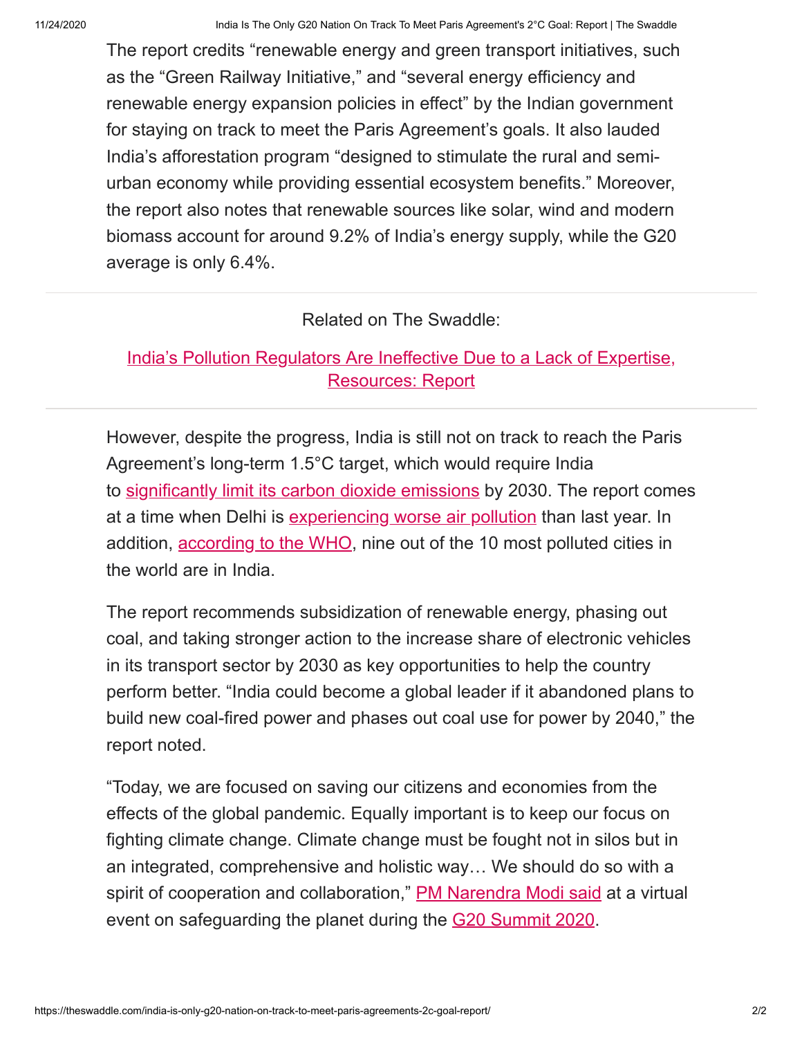The report credits "renewable energy and green transport initiatives, such as the "Green Railway Initiative," and "several energy efficiency and renewable energy expansion policies in effect" by the Indian government for staying on track to meet the Paris Agreement's goals. It also lauded India's afforestation program "designed to stimulate the rural and semi-urban economy while providing essential ecosystem benefits." Moreover, the report also notes that renewable sources like solar, wind and modern biomass account for around 9.2% of India's energy supply, while the G20 average is only 6.4%.

---

Related on The Swaddle:

[India's Pollution Regulators Are Ineffective Due to a Lack of Expertise, Resources: Report]

---

However, despite the progress, India is still not on track to reach the Paris Agreement's long-term 1.5°C target, which would require India to [significantly limit its carbon dioxide emissions] by 2030. The report comes at a time when Delhi is [experiencing worse air pollution] than last year. In addition, [according to the WHO], nine out of the 10 most polluted cities in the world are in India.

The report recommends subsidization of renewable energy, phasing out coal, and taking stronger action to the increase share of electronic vehicles in its transport sector by 2030 as key opportunities to help the country perform better. "India could become a global leader if it abandoned plans to build new coal-fired power and phases out coal use for power by 2040," the report noted.

"Today, we are focused on saving our citizens and economies from the effects of the global pandemic. Equally important is to keep our focus on fighting climate change. Climate change must be fought not in silos but in an integrated, comprehensive and holistic way… We should do so with a spirit of cooperation and collaboration," [PM Narendra Modi said] at a virtual event on safeguarding the planet during the [G20 Summit 2020].